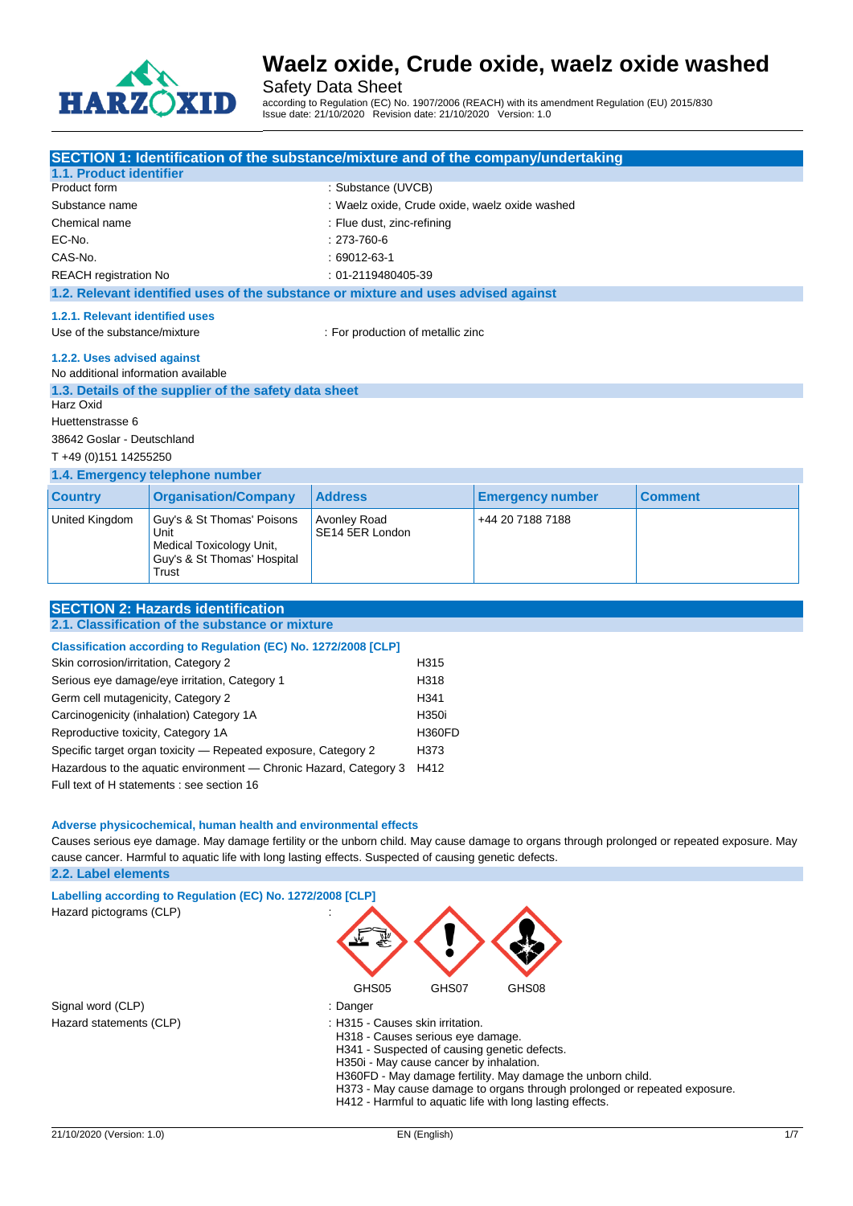# Waelz oxide, Crude oxide, waelz oxide washed

Safety Data Sheet

according to Regulation (EC) No. 1907/2006 (REACH) with its amendment Regulation (EU) 2015/830
Issue date: 21/10/2020 Revision date: 21/10/2020 Version: 1.0

## SECTION 1: Identification of the substance/mixture and of the company/undertaking

### 1.1. Product identifier

Product form : Substance (UVCB)

Substance name : Waelz oxide, Crude oxide, waelz oxide washed

Chemical name : Flue dust, zinc-refining

EC-No. : 273-760-6

CAS-No. : 69012-63-1

REACH registration No : 01-2119480405-39

### 1.2. Relevant identified uses of the substance or mixture and uses advised against

#### 1.2.1. Relevant identified uses

Use of the substance/mixture : For production of metallic zinc

#### 1.2.2. Uses advised against

No additional information available

### 1.3. Details of the supplier of the safety data sheet

Harz Oxid
Huettenstrasse 6
38642 Goslar - Deutschland
T +49 (0)151 14255250

### 1.4. Emergency telephone number

| Country | Organisation/Company | Address | Emergency number | Comment |
|---|---|---|---|---|
| United Kingdom | Guy's & St Thomas' Poisons Unit Medical Toxicology Unit, Guy's & St Thomas' Hospital Trust | Avonley Road SE14 5ER London | +44 20 7188 7188 | |

## SECTION 2: Hazards identification

### 2.1. Classification of the substance or mixture

#### Classification according to Regulation (EC) No. 1272/2008 [CLP]

| | |
|---|---|
| Skin corrosion/irritation, Category 2 | H315 |
| Serious eye damage/eye irritation, Category 1 | H318 |
| Germ cell mutagenicity, Category 2 | H341 |
| Carcinogenicity (inhalation) Category 1A | H350i |
| Reproductive toxicity, Category 1A | H360FD |
| Specific target organ toxicity — Repeated exposure, Category 2 | H373 |
| Hazardous to the aquatic environment — Chronic Hazard, Category 3 | H412 |

Full text of H statements : see section 16

#### Adverse physicochemical, human health and environmental effects

Causes serious eye damage. May damage fertility or the unborn child. May cause damage to organs through prolonged or repeated exposure. May cause cancer. Harmful to aquatic life with long lasting effects. Suspected of causing genetic defects.

### 2.2. Label elements

#### Labelling according to Regulation (EC) No. 1272/2008 [CLP]

Hazard pictograms (CLP) :

GHS05 GHS07 GHS08

Signal word (CLP) : Danger

Hazard statements (CLP) :
- H315 - Causes skin irritation.
- H318 - Causes serious eye damage.
- H341 - Suspected of causing genetic defects.
- H350i - May cause cancer by inhalation.
- H360FD - May damage fertility. May damage the unborn child.
- H373 - May cause damage to organs through prolonged or repeated exposure.
- H412 - Harmful to aquatic life with long lasting effects.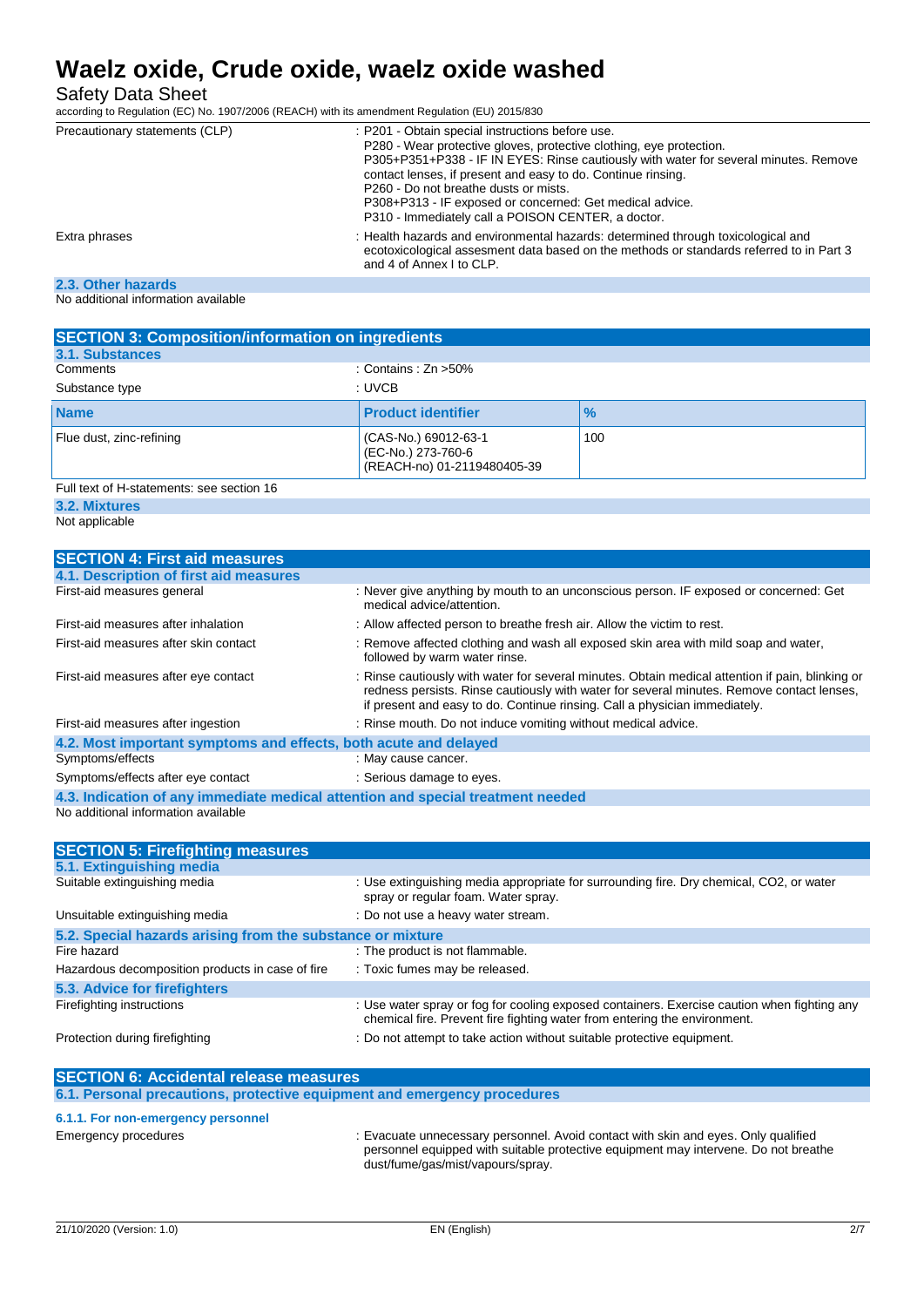| | |
|---|---|
| Precautionary statements (CLP) | : P201 - Obtain special instructions before use.<br>P280 - Wear protective gloves, protective clothing, eye protection.<br>P305+P351+P338 - IF IN EYES: Rinse cautiously with water for several minutes. Remove contact lenses, if present and easy to do. Continue rinsing.<br>P260 - Do not breathe dusts or mists.<br>P308+P313 - IF exposed or concerned: Get medical advice.<br>P310 - Immediately call a POISON CENTER, a doctor. |
| Extra phrases | : Health hazards and environmental hazards: determined through toxicological and ecotoxicological assesment data based on the methods or standards referred to in Part 3 and 4 of Annex I to CLP. |

### 2.3. Other hazards

No additional information available

## SECTION 3: Composition/information on ingredients

### 3.1. Substances

| | |
|---|---|
| Comments | : Contains : Zn >50% |
| Substance type | : UVCB |

| Name | Product identifier | % |
|---|---|---|
| Flue dust, zinc-refining | (CAS-No.) 69012-63-1<br>(EC-No.) 273-760-6<br>(REACH-no) 01-2119480405-39 | 100 |

Full text of H-statements: see section 16

### 3.2. Mixtures

Not applicable

## SECTION 4: First aid measures

### 4.1. Description of first aid measures

| | |
|---|---|
| First-aid measures general | : Never give anything by mouth to an unconscious person. IF exposed or concerned: Get medical advice/attention. |
| First-aid measures after inhalation | : Allow affected person to breathe fresh air. Allow the victim to rest. |
| First-aid measures after skin contact | : Remove affected clothing and wash all exposed skin area with mild soap and water, followed by warm water rinse. |
| First-aid measures after eye contact | : Rinse cautiously with water for several minutes. Obtain medical attention if pain, blinking or redness persists. Rinse cautiously with water for several minutes. Remove contact lenses, if present and easy to do. Continue rinsing. Call a physician immediately. |
| First-aid measures after ingestion | : Rinse mouth. Do not induce vomiting without medical advice. |

### 4.2. Most important symptoms and effects, both acute and delayed

| | |
|---|---|
| Symptoms/effects | : May cause cancer. |
| Symptoms/effects after eye contact | : Serious damage to eyes. |

### 4.3. Indication of any immediate medical attention and special treatment needed

No additional information available

## SECTION 5: Firefighting measures

### 5.1. Extinguishing media

| | |
|---|---|
| Suitable extinguishing media | : Use extinguishing media appropriate for surrounding fire. Dry chemical, CO2, or water spray or regular foam. Water spray. |
| Unsuitable extinguishing media | : Do not use a heavy water stream. |

### 5.2. Special hazards arising from the substance or mixture

| | |
|---|---|
| Fire hazard | : The product is not flammable. |
| Hazardous decomposition products in case of fire | : Toxic fumes may be released. |

### 5.3. Advice for firefighters

| | |
|---|---|
| Firefighting instructions | : Use water spray or fog for cooling exposed containers. Exercise caution when fighting any chemical fire. Prevent fire fighting water from entering the environment. |
| Protection during firefighting | : Do not attempt to take action without suitable protective equipment. |

## SECTION 6: Accidental release measures

### 6.1. Personal precautions, protective equipment and emergency procedures

#### 6.1.1. For non-emergency personnel

| | |
|---|---|
| Emergency procedures | : Evacuate unnecessary personnel. Avoid contact with skin and eyes. Only qualified personnel equipped with suitable protective equipment may intervene. Do not breathe dust/fume/gas/mist/vapours/spray. |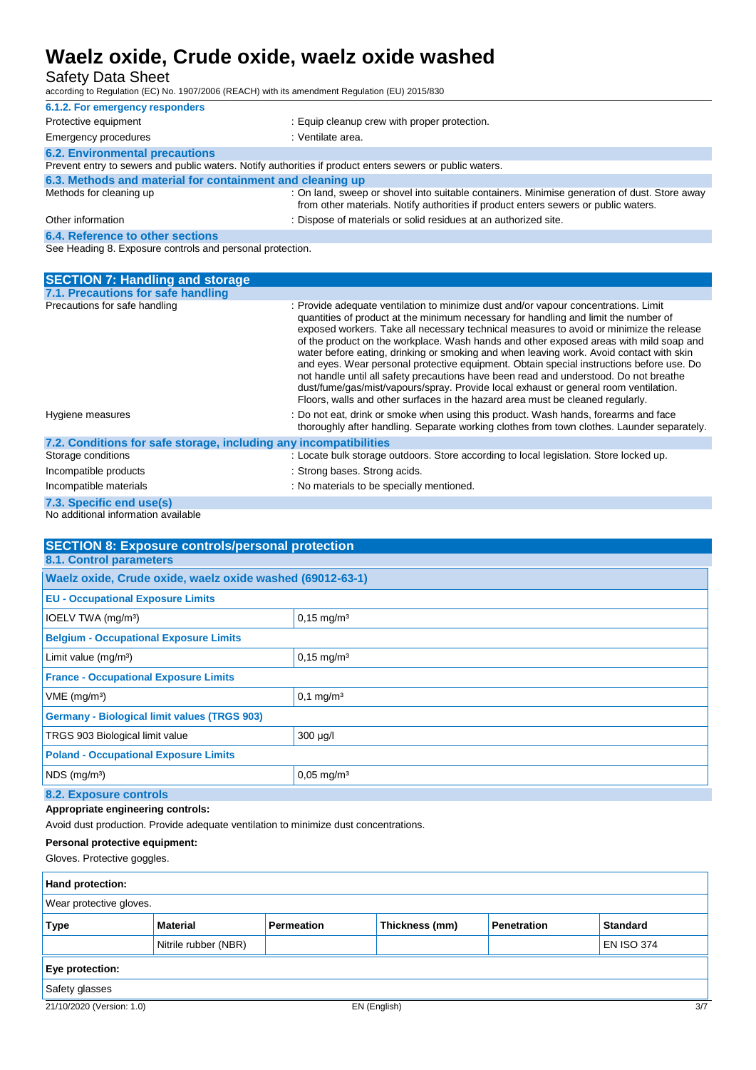#### 6.1.2. For emergency responders

| | |
|---|---|
| Protective equipment | : Equip cleanup crew with proper protection. |
| Emergency procedures | : Ventilate area. |

### 6.2. Environmental precautions

Prevent entry to sewers and public waters. Notify authorities if product enters sewers or public waters.

### 6.3. Methods and material for containment and cleaning up

| | |
|---|---|
| Methods for cleaning up | : On land, sweep or shovel into suitable containers. Minimise generation of dust. Store away from other materials. Notify authorities if product enters sewers or public waters. |
| Other information | : Dispose of materials or solid residues at an authorized site. |

### 6.4. Reference to other sections

See Heading 8. Exposure controls and personal protection.

## SECTION 7: Handling and storage

### 7.1. Precautions for safe handling

| | |
|---|---|
| Precautions for safe handling | : Provide adequate ventilation to minimize dust and/or vapour concentrations. Limit quantities of product at the minimum necessary for handling and limit the number of exposed workers. Take all necessary technical measures to avoid or minimize the release of the product on the workplace. Wash hands and other exposed areas with mild soap and water before eating, drinking or smoking and when leaving work. Avoid contact with skin and eyes. Wear personal protective equipment. Obtain special instructions before use. Do not handle until all safety precautions have been read and understood. Do not breathe dust/fume/gas/mist/vapours/spray. Provide local exhaust or general room ventilation. Floors, walls and other surfaces in the hazard area must be cleaned regularly. |
| Hygiene measures | : Do not eat, drink or smoke when using this product. Wash hands, forearms and face thoroughly after handling. Separate working clothes from town clothes. Launder separately. |

### 7.2. Conditions for safe storage, including any incompatibilities

| | |
|---|---|
| Storage conditions | : Locate bulk storage outdoors. Store according to local legislation. Store locked up. |
| Incompatible products | : Strong bases. Strong acids. |
| Incompatible materials | : No materials to be specially mentioned. |

### 7.3. Specific end use(s)

No additional information available

## SECTION 8: Exposure controls/personal protection

### 8.1. Control parameters

| Waelz oxide, Crude oxide, waelz oxide washed (69012-63-1) | |
|---|---|
| **EU - Occupational Exposure Limits** | |
| IOELV TWA (mg/m³) | 0,15 mg/m³ |
| **Belgium - Occupational Exposure Limits** | |
| Limit value (mg/m³) | 0,15 mg/m³ |
| **France - Occupational Exposure Limits** | |
| VME (mg/m³) | 0,1 mg/m³ |
| **Germany - Biological limit values (TRGS 903)** | |
| TRGS 903 Biological limit value | 300 µg/l |
| **Poland - Occupational Exposure Limits** | |
| NDS (mg/m³) | 0,05 mg/m³ |

### 8.2. Exposure controls

**Appropriate engineering controls:**

Avoid dust production. Provide adequate ventilation to minimize dust concentrations.

**Personal protective equipment:**

Gloves. Protective goggles.

**Hand protection:**

Wear protective gloves.

| Type | Material | Permeation | Thickness (mm) | Penetration | Standard |
|---|---|---|---|---|---|
| | Nitrile rubber (NBR) | | | | EN ISO 374 |

**Eye protection:**

Safety glasses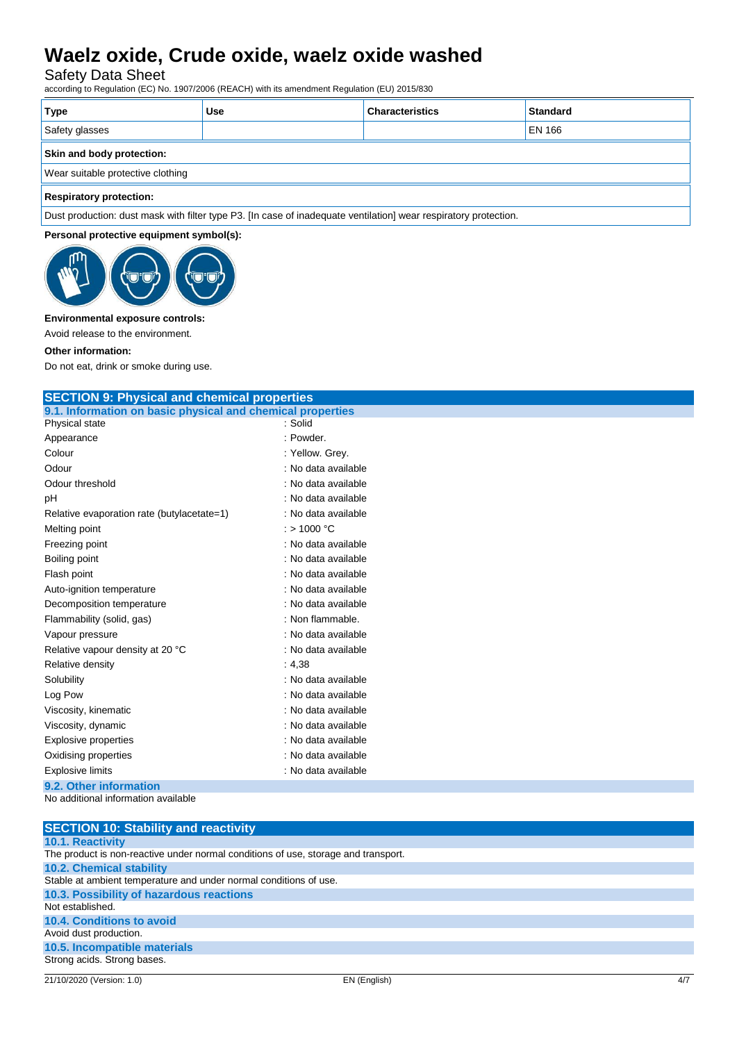| Type | Use | Characteristics | Standard |
|---|---|---|---|
| Safety glasses | | | EN 166 |

**Skin and body protection:**

Wear suitable protective clothing

**Respiratory protection:**

Dust production: dust mask with filter type P3. [In case of inadequate ventilation] wear respiratory protection.

**Personal protective equipment symbol(s):**

**Environmental exposure controls:**

Avoid release to the environment.

**Other information:**

Do not eat, drink or smoke during use.

## SECTION 9: Physical and chemical properties

### 9.1. Information on basic physical and chemical properties

| | |
|---|---|
| Physical state | : Solid |
| Appearance | : Powder. |
| Colour | : Yellow. Grey. |
| Odour | : No data available |
| Odour threshold | : No data available |
| pH | : No data available |
| Relative evaporation rate (butylacetate=1) | : No data available |
| Melting point | : > 1000 °C |
| Freezing point | : No data available |
| Boiling point | : No data available |
| Flash point | : No data available |
| Auto-ignition temperature | : No data available |
| Decomposition temperature | : No data available |
| Flammability (solid, gas) | : Non flammable. |
| Vapour pressure | : No data available |
| Relative vapour density at 20 °C | : No data available |
| Relative density | : 4,38 |
| Solubility | : No data available |
| Log Pow | : No data available |
| Viscosity, kinematic | : No data available |
| Viscosity, dynamic | : No data available |
| Explosive properties | : No data available |
| Oxidising properties | : No data available |
| Explosive limits | : No data available |

### 9.2. Other information

No additional information available

## SECTION 10: Stability and reactivity

### 10.1. Reactivity

The product is non-reactive under normal conditions of use, storage and transport.

### 10.2. Chemical stability

Stable at ambient temperature and under normal conditions of use.

### 10.3. Possibility of hazardous reactions

Not established.

### 10.4. Conditions to avoid

Avoid dust production.

### 10.5. Incompatible materials

Strong acids. Strong bases.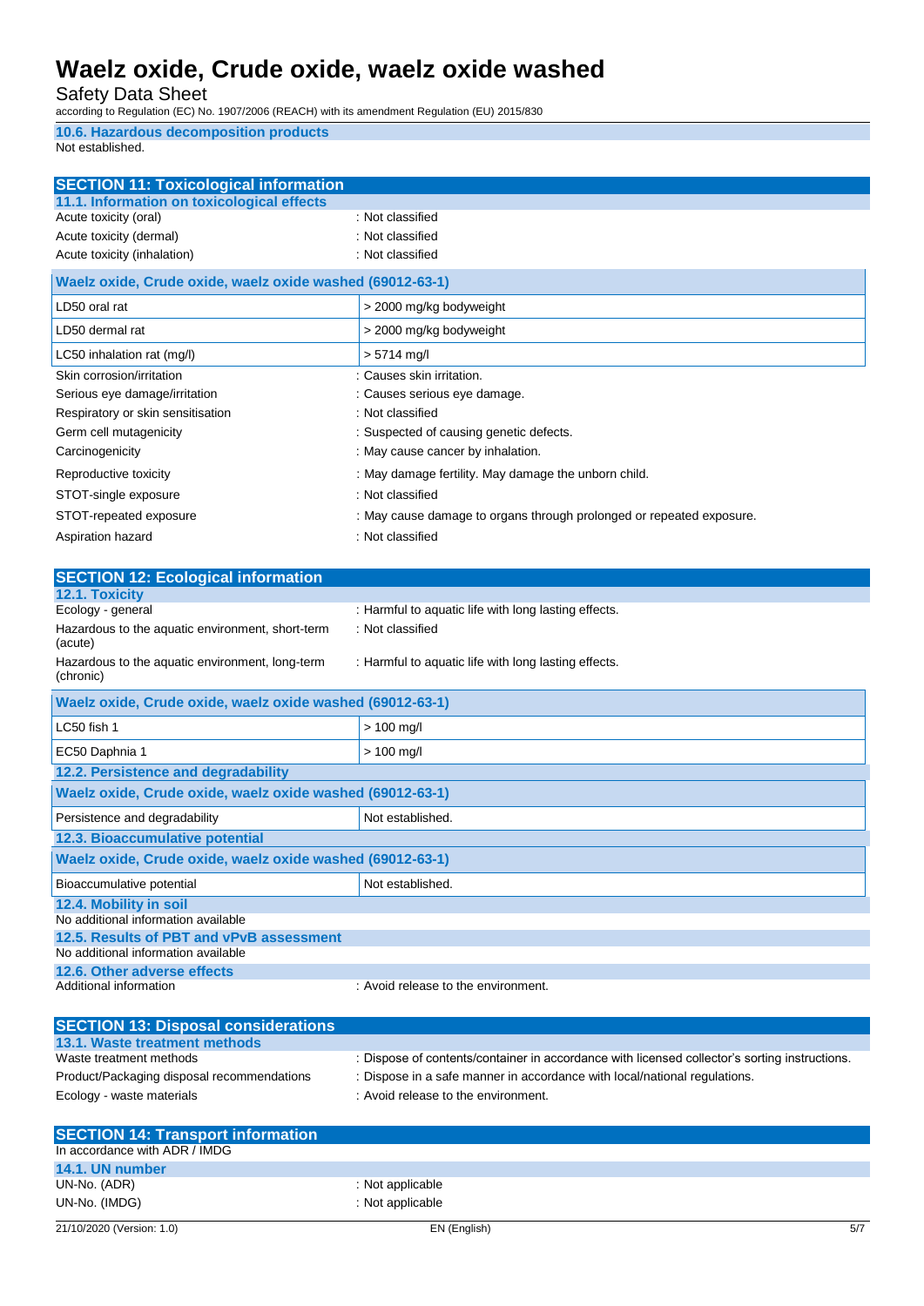### 10.6. Hazardous decomposition products

Not established.

## SECTION 11: Toxicological information

### 11.1. Information on toxicological effects

| | |
|---|---|
| Acute toxicity (oral) | : Not classified |
| Acute toxicity (dermal) | : Not classified |
| Acute toxicity (inhalation) | : Not classified |

| Waelz oxide, Crude oxide, waelz oxide washed (69012-63-1) | |
|---|---|
| LD50 oral rat | > 2000 mg/kg bodyweight |
| LD50 dermal rat | > 2000 mg/kg bodyweight |
| LC50 inhalation rat (mg/l) | > 5714 mg/l |

| | |
|---|---|
| Skin corrosion/irritation | : Causes skin irritation. |
| Serious eye damage/irritation | : Causes serious eye damage. |
| Respiratory or skin sensitisation | : Not classified |
| Germ cell mutagenicity | : Suspected of causing genetic defects. |
| Carcinogenicity | : May cause cancer by inhalation. |
| Reproductive toxicity | : May damage fertility. May damage the unborn child. |
| STOT-single exposure | : Not classified |
| STOT-repeated exposure | : May cause damage to organs through prolonged or repeated exposure. |
| Aspiration hazard | : Not classified |

## SECTION 12: Ecological information

### 12.1. Toxicity

| | |
|---|---|
| Ecology - general | : Harmful to aquatic life with long lasting effects. |
| Hazardous to the aquatic environment, short-term (acute) | : Not classified |
| Hazardous to the aquatic environment, long-term (chronic) | : Harmful to aquatic life with long lasting effects. |

| Waelz oxide, Crude oxide, waelz oxide washed (69012-63-1) | |
|---|---|
| LC50 fish 1 | > 100 mg/l |
| EC50 Daphnia 1 | > 100 mg/l |

### 12.2. Persistence and degradability

| Waelz oxide, Crude oxide, waelz oxide washed (69012-63-1) | |
|---|---|
| Persistence and degradability | Not established. |

### 12.3. Bioaccumulative potential

| Waelz oxide, Crude oxide, waelz oxide washed (69012-63-1) | |
|---|---|
| Bioaccumulative potential | Not established. |

### 12.4. Mobility in soil

No additional information available

### 12.5. Results of PBT and vPvB assessment

No additional information available

### 12.6. Other adverse effects

| | |
|---|---|
| Additional information | : Avoid release to the environment. |

## SECTION 13: Disposal considerations

### 13.1. Waste treatment methods

| | |
|---|---|
| Waste treatment methods | : Dispose of contents/container in accordance with licensed collector's sorting instructions. |
| Product/Packaging disposal recommendations | : Dispose in a safe manner in accordance with local/national regulations. |
| Ecology - waste materials | : Avoid release to the environment. |

## SECTION 14: Transport information

In accordance with ADR / IMDG

### 14.1. UN number

| | |
|---|---|
| UN-No. (ADR) | : Not applicable |
| UN-No. (IMDG) | : Not applicable |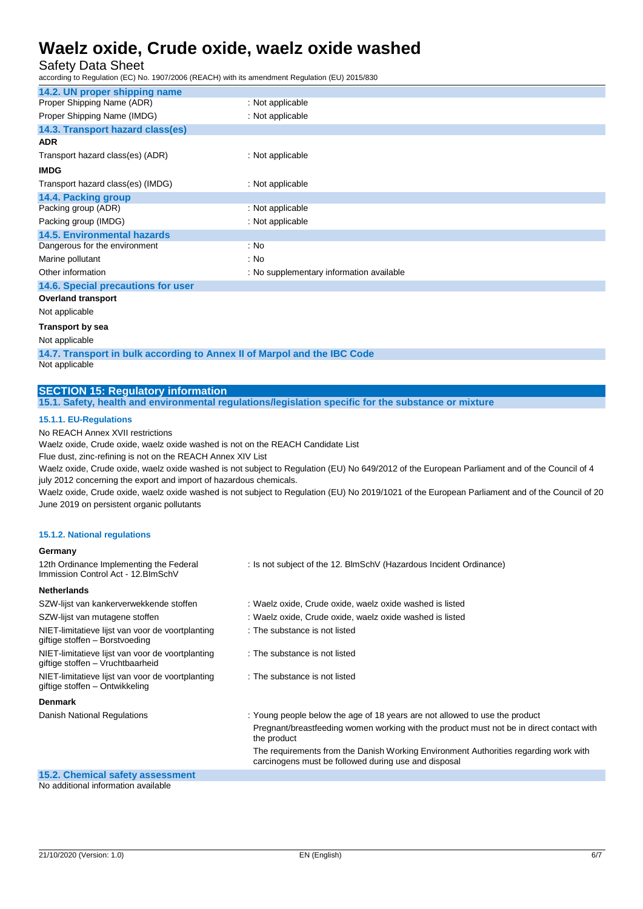### 14.2. UN proper shipping name

| | |
|---|---|
| Proper Shipping Name (ADR) | : Not applicable |
| Proper Shipping Name (IMDG) | : Not applicable |

### 14.3. Transport hazard class(es)

**ADR**

| | |
|---|---|
| Transport hazard class(es) (ADR) | : Not applicable |

**IMDG**

| | |
|---|---|
| Transport hazard class(es) (IMDG) | : Not applicable |

### 14.4. Packing group

| | |
|---|---|
| Packing group (ADR) | : Not applicable |
| Packing group (IMDG) | : Not applicable |

### 14.5. Environmental hazards

| | |
|---|---|
| Dangerous for the environment | : No |
| Marine pollutant | : No |
| Other information | : No supplementary information available |

### 14.6. Special precautions for user

**Overland transport**

Not applicable

**Transport by sea**

Not applicable

### 14.7. Transport in bulk according to Annex II of Marpol and the IBC Code

Not applicable

## SECTION 15: Regulatory information

### 15.1. Safety, health and environmental regulations/legislation specific for the substance or mixture

#### 15.1.1. EU-Regulations

No REACH Annex XVII restrictions

Waelz oxide, Crude oxide, waelz oxide washed is not on the REACH Candidate List

Flue dust, zinc-refining is not on the REACH Annex XIV List

Waelz oxide, Crude oxide, waelz oxide washed is not subject to Regulation (EU) No 649/2012 of the European Parliament and of the Council of 4 july 2012 concerning the export and import of hazardous chemicals.

Waelz oxide, Crude oxide, waelz oxide washed is not subject to Regulation (EU) No 2019/1021 of the European Parliament and of the Council of 20 June 2019 on persistent organic pollutants

#### 15.1.2. National regulations

**Germany**

| | |
|---|---|
| 12th Ordinance Implementing the Federal Immission Control Act - 12.BImSchV | : Is not subject of the 12. BlmSchV (Hazardous Incident Ordinance) |

**Netherlands**

| | |
|---|---|
| SZW-lijst van kankerverwekkende stoffen | : Waelz oxide, Crude oxide, waelz oxide washed is listed |
| SZW-lijst van mutagene stoffen | : Waelz oxide, Crude oxide, waelz oxide washed is listed |
| NIET-limitatieve lijst van voor de voortplanting giftige stoffen – Borstvoeding | : The substance is not listed |
| NIET-limitatieve lijst van voor de voortplanting giftige stoffen – Vruchtbaarheid | : The substance is not listed |
| NIET-limitatieve lijst van voor de voortplanting giftige stoffen – Ontwikkeling | : The substance is not listed |

**Denmark**

| | |
|---|---|
| Danish National Regulations | : Young people below the age of 18 years are not allowed to use the product<br>Pregnant/breastfeeding women working with the product must not be in direct contact with the product<br>The requirements from the Danish Working Environment Authorities regarding work with carcinogens must be followed during use and disposal |

### 15.2. Chemical safety assessment

No additional information available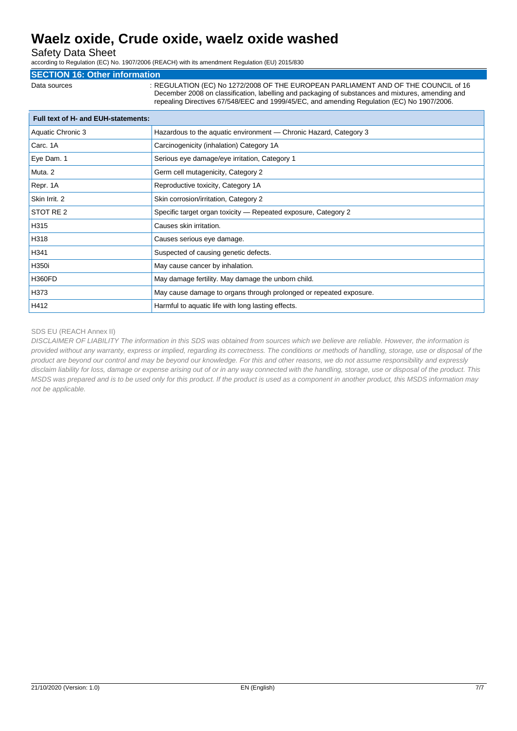## SECTION 16: Other information

Data sources : REGULATION (EC) No 1272/2008 OF THE EUROPEAN PARLIAMENT AND OF THE COUNCIL of 16 December 2008 on classification, labelling and packaging of substances and mixtures, amending and repealing Directives 67/548/EEC and 1999/45/EC, and amending Regulation (EC) No 1907/2006.

| Full text of H- and EUH-statements: | |
|---|---|
| Aquatic Chronic 3 | Hazardous to the aquatic environment — Chronic Hazard, Category 3 |
| Carc. 1A | Carcinogenicity (inhalation) Category 1A |
| Eye Dam. 1 | Serious eye damage/eye irritation, Category 1 |
| Muta. 2 | Germ cell mutagenicity, Category 2 |
| Repr. 1A | Reproductive toxicity, Category 1A |
| Skin Irrit. 2 | Skin corrosion/irritation, Category 2 |
| STOT RE 2 | Specific target organ toxicity — Repeated exposure, Category 2 |
| H315 | Causes skin irritation. |
| H318 | Causes serious eye damage. |
| H341 | Suspected of causing genetic defects. |
| H350i | May cause cancer by inhalation. |
| H360FD | May damage fertility. May damage the unborn child. |
| H373 | May cause damage to organs through prolonged or repeated exposure. |
| H412 | Harmful to aquatic life with long lasting effects. |

SDS EU (REACH Annex II)

*DISCLAIMER OF LIABILITY The information in this SDS was obtained from sources which we believe are reliable. However, the information is provided without any warranty, express or implied, regarding its correctness. The conditions or methods of handling, storage, use or disposal of the product are beyond our control and may be beyond our knowledge. For this and other reasons, we do not assume responsibility and expressly disclaim liability for loss, damage or expense arising out of or in any way connected with the handling, storage, use or disposal of the product. This MSDS was prepared and is to be used only for this product. If the product is used as a component in another product, this MSDS information may not be applicable.*